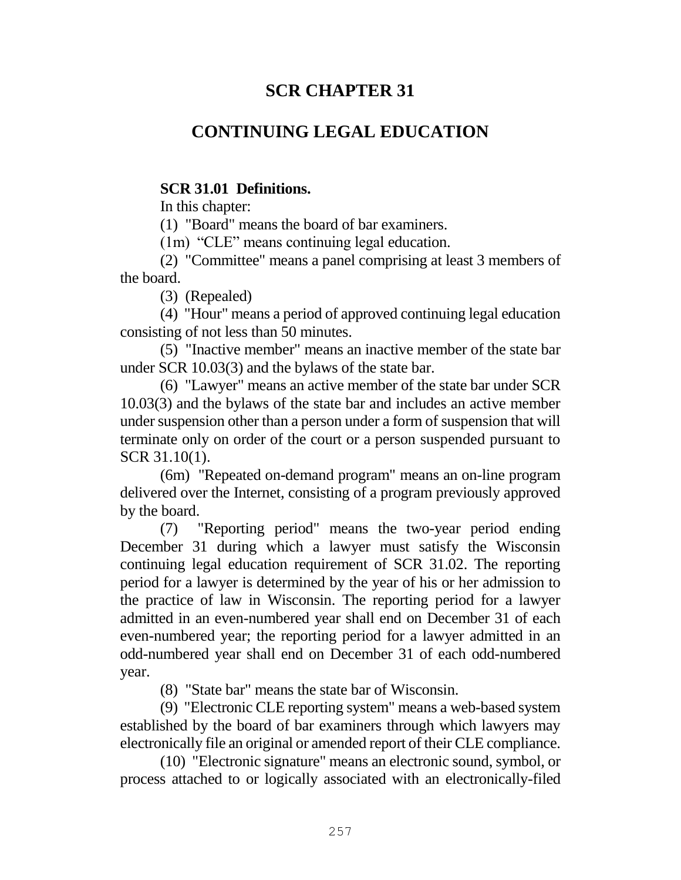# SCR CHAPTER 31

## CONTINUING LEGAL EDUCATION

**SCR 31.01 Definitions.**

In this chapter:

(1) "Board" means the board of bar examiners.

(1m) "CLE" means continuing legal education.

(2) "Committee" means a panel comprising at least 3 members of the board.

(3) (Repealed)

(4) "Hour" means a period of approved continuing legal education consisting of not less than 50 minutes.

(5) "Inactive member" means an inactive member of the state bar under SCR 10.03(3) and the bylaws of the state bar.

(6) "Lawyer" means an active member of the state bar under SCR 10.03(3) and the bylaws of the state bar and includes an active member under suspension other than a person under a form of suspension that will terminate only on order of the court or a person suspended pursuant to SCR 31.10(1).

(6m) "Repeated on-demand program" means an on-line program delivered over the Internet, consisting of a program previously approved by the board.

(7) "Reporting period" means the two-year period ending December 31 during which a lawyer must satisfy the Wisconsin continuing legal education requirement of SCR 31.02. The reporting period for a lawyer is determined by the year of his or her admission to the practice of law in Wisconsin. The reporting period for a lawyer admitted in an even-numbered year shall end on December 31 of each even-numbered year; the reporting period for a lawyer admitted in an odd-numbered year shall end on December 31 of each odd-numbered year.

(8) "State bar" means the state bar of Wisconsin.

(9) "Electronic CLE reporting system" means a web-based system established by the board of bar examiners through which lawyers may electronically file an original or amended report of their CLE compliance.

(10) "Electronic signature" means an electronic sound, symbol, or process attached to or logically associated with an electronically-filed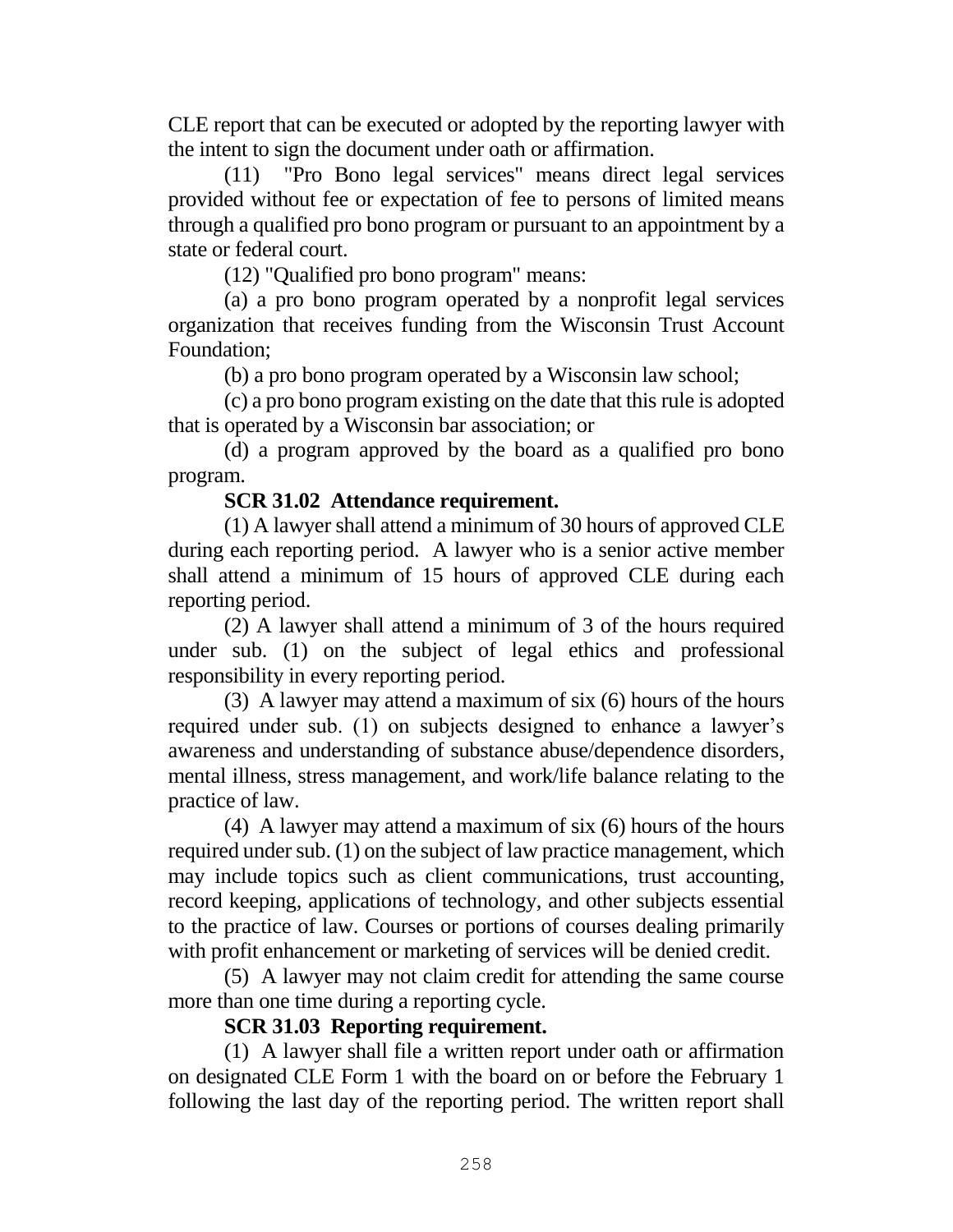CLE report that can be executed or adopted by the reporting lawyer with the intent to sign the document under oath or affirmation.

(11) "Pro Bono legal services" means direct legal services provided without fee or expectation of fee to persons of limited means through a qualified pro bono program or pursuant to an appointment by a state or federal court.

(12) "Qualified pro bono program" means:

(a) a pro bono program operated by a nonprofit legal services organization that receives funding from the Wisconsin Trust Account Foundation;

(b) a pro bono program operated by a Wisconsin law school;

(c) a pro bono program existing on the date that this rule is adopted that is operated by a Wisconsin bar association; or

(d) a program approved by the board as a qualified pro bono program.

**SCR 31.02 Attendance requirement.**

(1) A lawyer shall attend a minimum of 30 hours of approved CLE during each reporting period. A lawyer who is a senior active member shall attend a minimum of 15 hours of approved CLE during each reporting period.

(2) A lawyer shall attend a minimum of 3 of the hours required under sub. (1) on the subject of legal ethics and professional responsibility in every reporting period.

(3) A lawyer may attend a maximum of six (6) hours of the hours required under sub. (1) on subjects designed to enhance a lawyer's awareness and understanding of substance abuse/dependence disorders, mental illness, stress management, and work/life balance relating to the practice of law.

(4) A lawyer may attend a maximum of six (6) hours of the hours required under sub. (1) on the subject of law practice management, which may include topics such as client communications, trust accounting, record keeping, applications of technology, and other subjects essential to the practice of law. Courses or portions of courses dealing primarily with profit enhancement or marketing of services will be denied credit.

(5) A lawyer may not claim credit for attending the same course more than one time during a reporting cycle.

**SCR 31.03 Reporting requirement.**

(1) A lawyer shall file a written report under oath or affirmation on designated CLE Form 1 with the board on or before the February 1 following the last day of the reporting period. The written report shall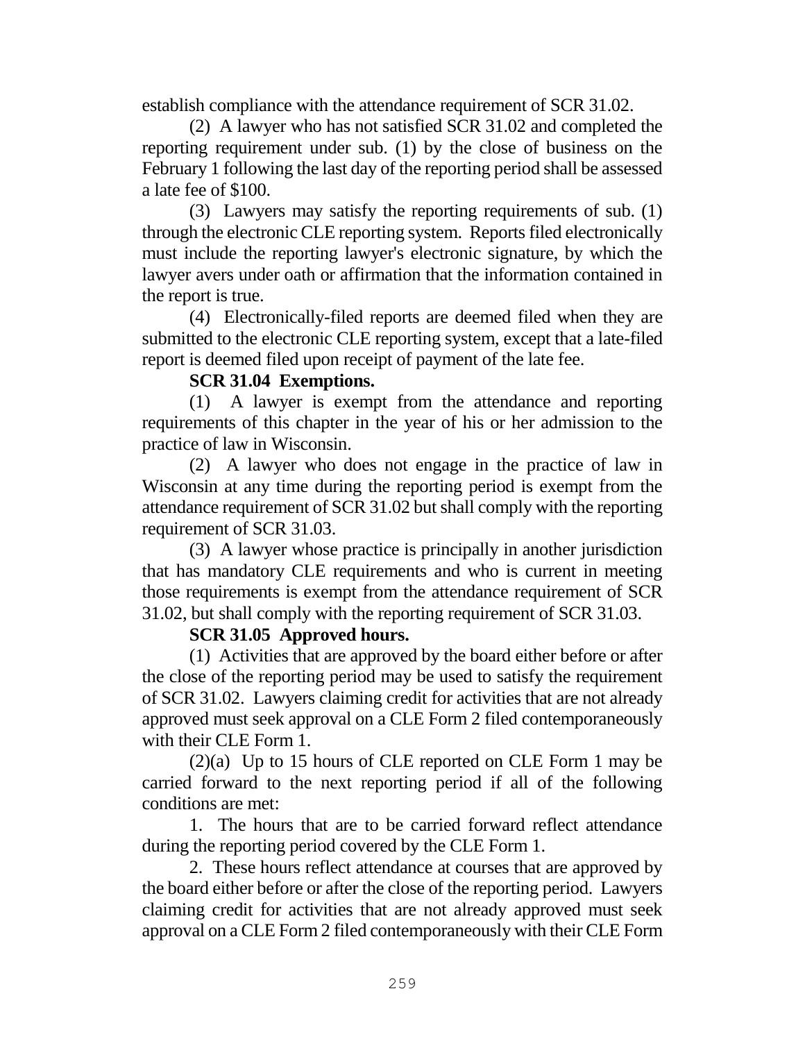establish compliance with the attendance requirement of SCR 31.02.

(2) A lawyer who has not satisfied SCR 31.02 and completed the reporting requirement under sub. (1) by the close of business on the February 1 following the last day of the reporting period shall be assessed a late fee of $100.

(3) Lawyers may satisfy the reporting requirements of sub. (1) through the electronic CLE reporting system. Reports filed electronically must include the reporting lawyer's electronic signature, by which the lawyer avers under oath or affirmation that the information contained in the report is true.

(4) Electronically-filed reports are deemed filed when they are submitted to the electronic CLE reporting system, except that a late-filed report is deemed filed upon receipt of payment of the late fee.

**SCR 31.04 Exemptions.**

(1) A lawyer is exempt from the attendance and reporting requirements of this chapter in the year of his or her admission to the practice of law in Wisconsin.

(2) A lawyer who does not engage in the practice of law in Wisconsin at any time during the reporting period is exempt from the attendance requirement of SCR 31.02 but shall comply with the reporting requirement of SCR 31.03.

(3) A lawyer whose practice is principally in another jurisdiction that has mandatory CLE requirements and who is current in meeting those requirements is exempt from the attendance requirement of SCR 31.02, but shall comply with the reporting requirement of SCR 31.03.

**SCR 31.05 Approved hours.**

(1) Activities that are approved by the board either before or after the close of the reporting period may be used to satisfy the requirement of SCR 31.02. Lawyers claiming credit for activities that are not already approved must seek approval on a CLE Form 2 filed contemporaneously with their CLE Form 1.

(2)(a) Up to 15 hours of CLE reported on CLE Form 1 may be carried forward to the next reporting period if all of the following conditions are met:

1. The hours that are to be carried forward reflect attendance during the reporting period covered by the CLE Form 1.

2. These hours reflect attendance at courses that are approved by the board either before or after the close of the reporting period. Lawyers claiming credit for activities that are not already approved must seek approval on a CLE Form 2 filed contemporaneously with their CLE Form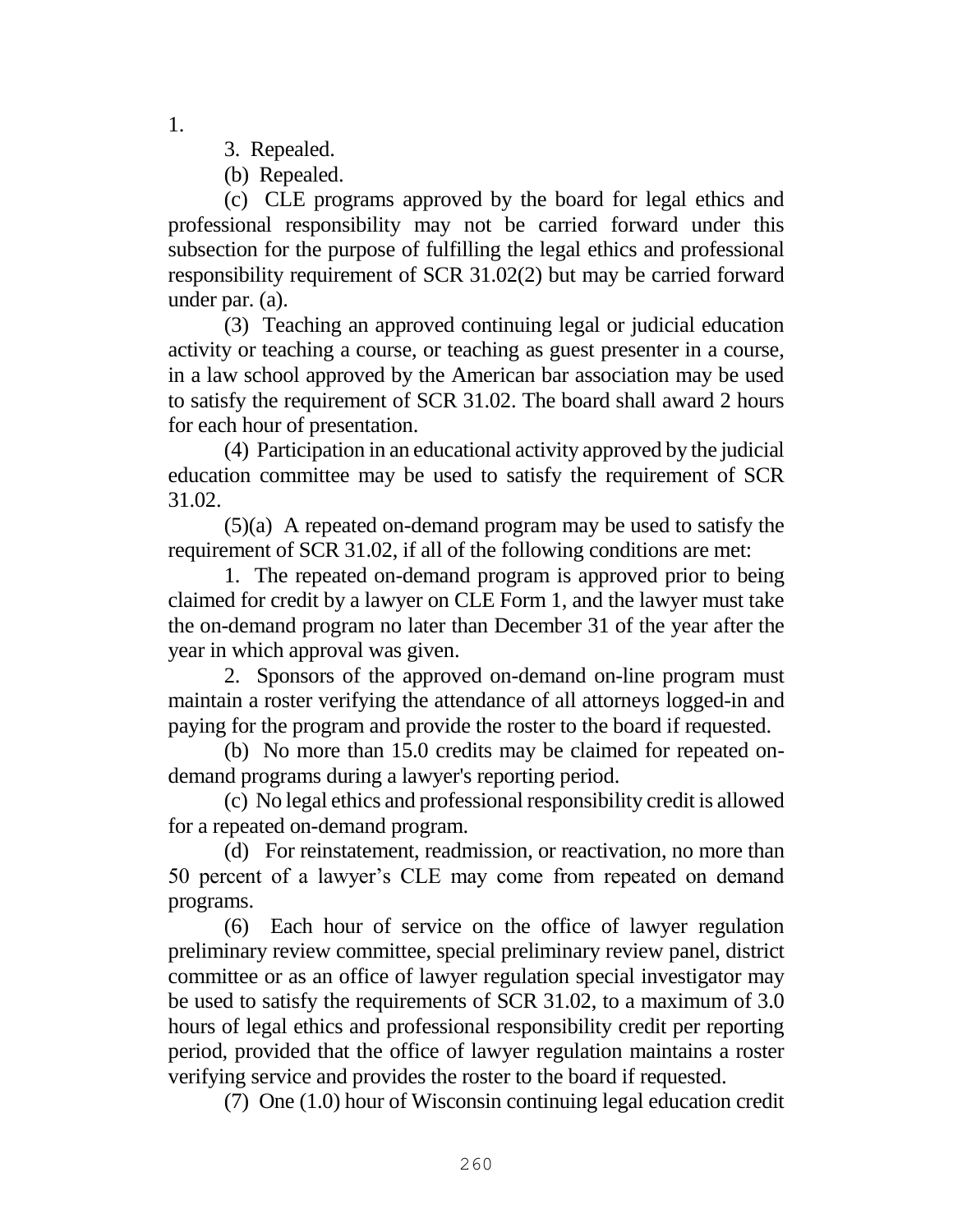1.

3. Repealed.

(b) Repealed.

(c) CLE programs approved by the board for legal ethics and professional responsibility may not be carried forward under this subsection for the purpose of fulfilling the legal ethics and professional responsibility requirement of SCR 31.02(2) but may be carried forward under par. (a).

(3) Teaching an approved continuing legal or judicial education activity or teaching a course, or teaching as guest presenter in a course, in a law school approved by the American bar association may be used to satisfy the requirement of SCR 31.02. The board shall award 2 hours for each hour of presentation.

(4) Participation in an educational activity approved by the judicial education committee may be used to satisfy the requirement of SCR 31.02.

(5)(a) A repeated on-demand program may be used to satisfy the requirement of SCR 31.02, if all of the following conditions are met:

1. The repeated on-demand program is approved prior to being claimed for credit by a lawyer on CLE Form 1, and the lawyer must take the on-demand program no later than December 31 of the year after the year in which approval was given.

2. Sponsors of the approved on-demand on-line program must maintain a roster verifying the attendance of all attorneys logged-in and paying for the program and provide the roster to the board if requested.

(b) No more than 15.0 credits may be claimed for repeated on-demand programs during a lawyer's reporting period.

(c) No legal ethics and professional responsibility credit is allowed for a repeated on-demand program.

(d) For reinstatement, readmission, or reactivation, no more than 50 percent of a lawyer's CLE may come from repeated on demand programs.

(6) Each hour of service on the office of lawyer regulation preliminary review committee, special preliminary review panel, district committee or as an office of lawyer regulation special investigator may be used to satisfy the requirements of SCR 31.02, to a maximum of 3.0 hours of legal ethics and professional responsibility credit per reporting period, provided that the office of lawyer regulation maintains a roster verifying service and provides the roster to the board if requested.

(7) One (1.0) hour of Wisconsin continuing legal education credit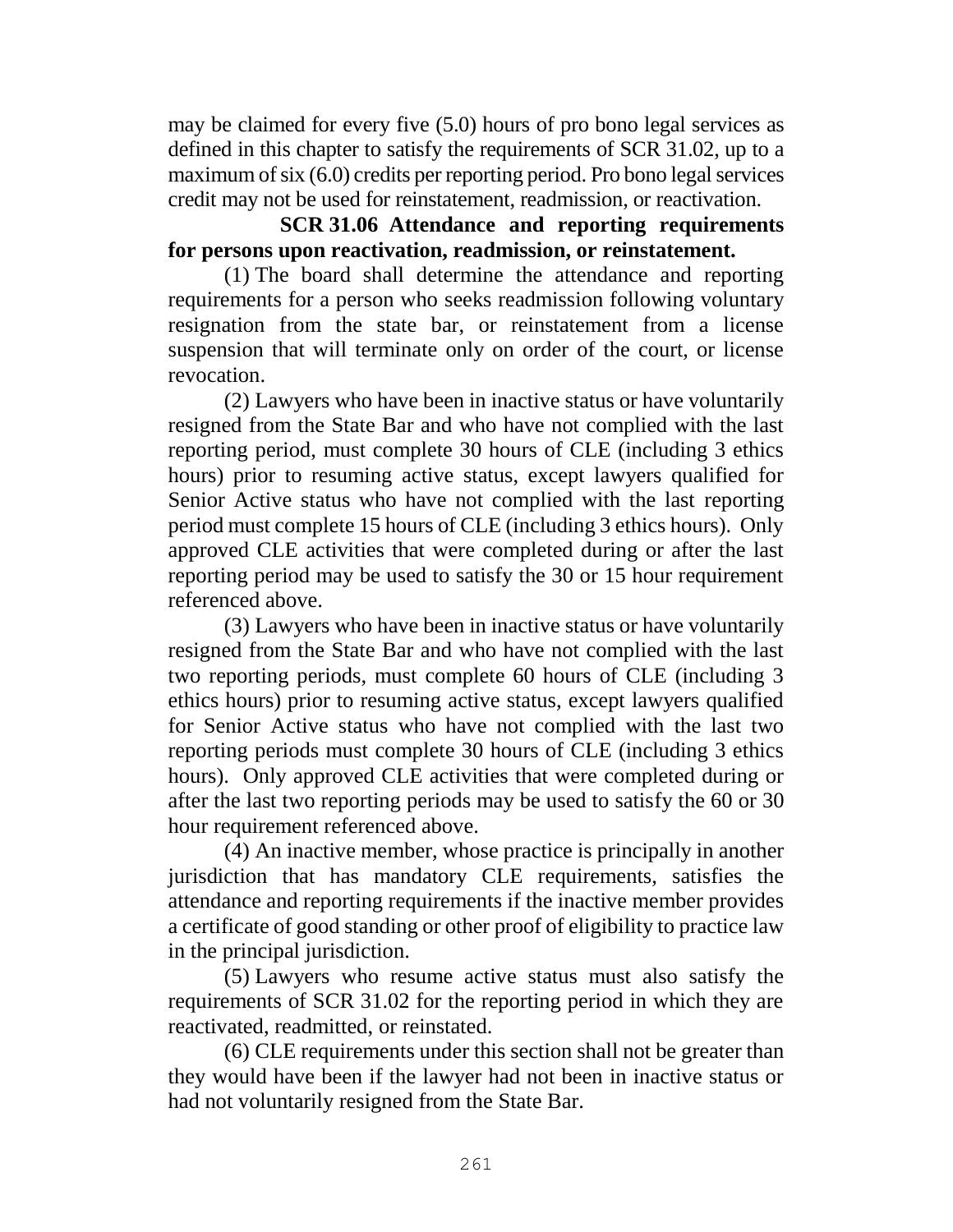may be claimed for every five (5.0) hours of pro bono legal services as defined in this chapter to satisfy the requirements of SCR 31.02, up to a maximum of six (6.0) credits per reporting period. Pro bono legal services credit may not be used for reinstatement, readmission, or reactivation.

**SCR 31.06 Attendance and reporting requirements for persons upon reactivation, readmission, or reinstatement.**

(1) The board shall determine the attendance and reporting requirements for a person who seeks readmission following voluntary resignation from the state bar, or reinstatement from a license suspension that will terminate only on order of the court, or license revocation.

(2) Lawyers who have been in inactive status or have voluntarily resigned from the State Bar and who have not complied with the last reporting period, must complete 30 hours of CLE (including 3 ethics hours) prior to resuming active status, except lawyers qualified for Senior Active status who have not complied with the last reporting period must complete 15 hours of CLE (including 3 ethics hours). Only approved CLE activities that were completed during or after the last reporting period may be used to satisfy the 30 or 15 hour requirement referenced above.

(3) Lawyers who have been in inactive status or have voluntarily resigned from the State Bar and who have not complied with the last two reporting periods, must complete 60 hours of CLE (including 3 ethics hours) prior to resuming active status, except lawyers qualified for Senior Active status who have not complied with the last two reporting periods must complete 30 hours of CLE (including 3 ethics hours). Only approved CLE activities that were completed during or after the last two reporting periods may be used to satisfy the 60 or 30 hour requirement referenced above.

(4) An inactive member, whose practice is principally in another jurisdiction that has mandatory CLE requirements, satisfies the attendance and reporting requirements if the inactive member provides a certificate of good standing or other proof of eligibility to practice law in the principal jurisdiction.

(5) Lawyers who resume active status must also satisfy the requirements of SCR 31.02 for the reporting period in which they are reactivated, readmitted, or reinstated.

(6) CLE requirements under this section shall not be greater than they would have been if the lawyer had not been in inactive status or had not voluntarily resigned from the State Bar.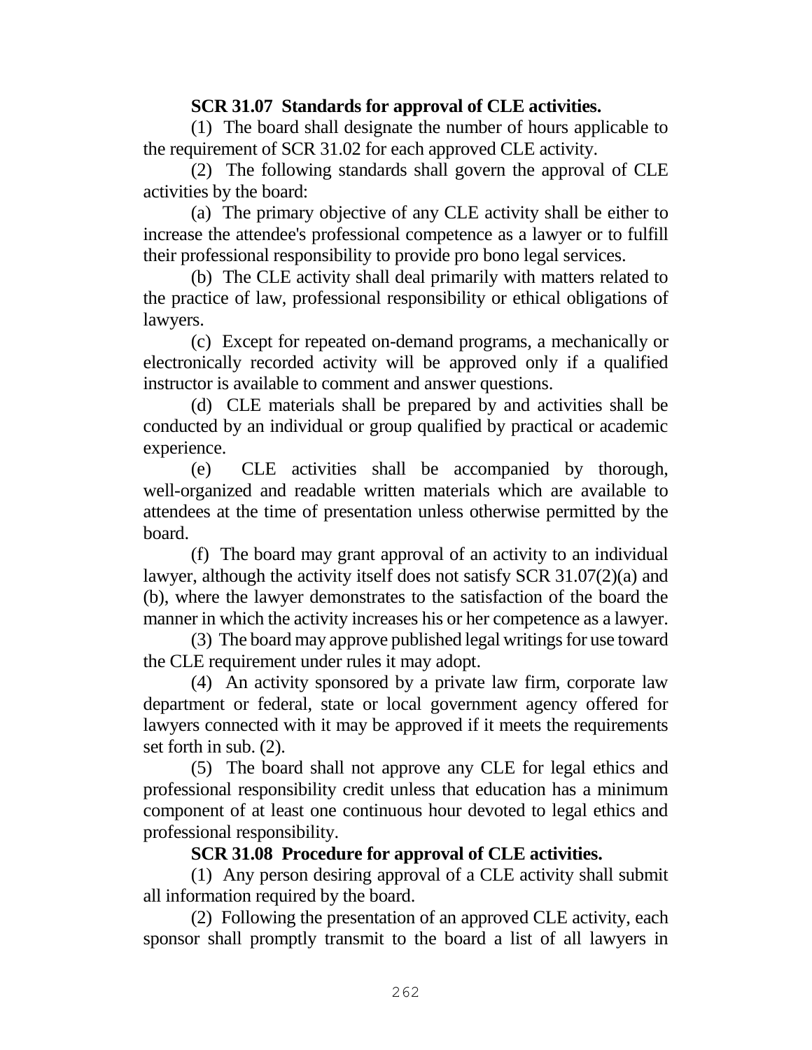**SCR 31.07 Standards for approval of CLE activities.**

(1) The board shall designate the number of hours applicable to the requirement of SCR 31.02 for each approved CLE activity.

(2) The following standards shall govern the approval of CLE activities by the board:

(a) The primary objective of any CLE activity shall be either to increase the attendee's professional competence as a lawyer or to fulfill their professional responsibility to provide pro bono legal services.

(b) The CLE activity shall deal primarily with matters related to the practice of law, professional responsibility or ethical obligations of lawyers.

(c) Except for repeated on-demand programs, a mechanically or electronically recorded activity will be approved only if a qualified instructor is available to comment and answer questions.

(d) CLE materials shall be prepared by and activities shall be conducted by an individual or group qualified by practical or academic experience.

(e) CLE activities shall be accompanied by thorough, well-organized and readable written materials which are available to attendees at the time of presentation unless otherwise permitted by the board.

(f) The board may grant approval of an activity to an individual lawyer, although the activity itself does not satisfy SCR 31.07(2)(a) and (b), where the lawyer demonstrates to the satisfaction of the board the manner in which the activity increases his or her competence as a lawyer.

(3) The board may approve published legal writings for use toward the CLE requirement under rules it may adopt.

(4) An activity sponsored by a private law firm, corporate law department or federal, state or local government agency offered for lawyers connected with it may be approved if it meets the requirements set forth in sub. (2).

(5) The board shall not approve any CLE for legal ethics and professional responsibility credit unless that education has a minimum component of at least one continuous hour devoted to legal ethics and professional responsibility.

**SCR 31.08 Procedure for approval of CLE activities.**

(1) Any person desiring approval of a CLE activity shall submit all information required by the board.

(2) Following the presentation of an approved CLE activity, each sponsor shall promptly transmit to the board a list of all lawyers in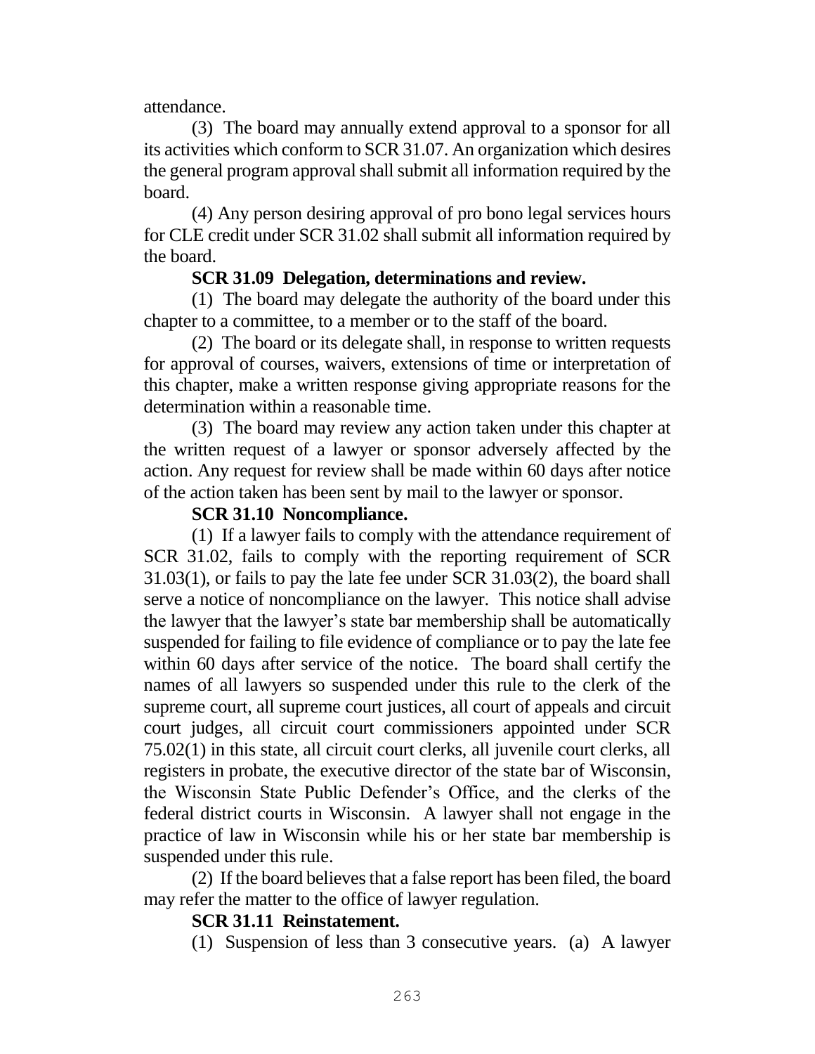attendance.

(3) The board may annually extend approval to a sponsor for all its activities which conform to SCR 31.07. An organization which desires the general program approval shall submit all information required by the board.

(4) Any person desiring approval of pro bono legal services hours for CLE credit under SCR 31.02 shall submit all information required by the board.

**SCR 31.09 Delegation, determinations and review.**

(1) The board may delegate the authority of the board under this chapter to a committee, to a member or to the staff of the board.

(2) The board or its delegate shall, in response to written requests for approval of courses, waivers, extensions of time or interpretation of this chapter, make a written response giving appropriate reasons for the determination within a reasonable time.

(3) The board may review any action taken under this chapter at the written request of a lawyer or sponsor adversely affected by the action. Any request for review shall be made within 60 days after notice of the action taken has been sent by mail to the lawyer or sponsor.

**SCR 31.10 Noncompliance.**

(1) If a lawyer fails to comply with the attendance requirement of SCR 31.02, fails to comply with the reporting requirement of SCR 31.03(1), or fails to pay the late fee under SCR 31.03(2), the board shall serve a notice of noncompliance on the lawyer. This notice shall advise the lawyer that the lawyer's state bar membership shall be automatically suspended for failing to file evidence of compliance or to pay the late fee within 60 days after service of the notice. The board shall certify the names of all lawyers so suspended under this rule to the clerk of the supreme court, all supreme court justices, all court of appeals and circuit court judges, all circuit court commissioners appointed under SCR 75.02(1) in this state, all circuit court clerks, all juvenile court clerks, all registers in probate, the executive director of the state bar of Wisconsin, the Wisconsin State Public Defender's Office, and the clerks of the federal district courts in Wisconsin. A lawyer shall not engage in the practice of law in Wisconsin while his or her state bar membership is suspended under this rule.

(2) If the board believes that a false report has been filed, the board may refer the matter to the office of lawyer regulation.

**SCR 31.11 Reinstatement.**

(1) Suspension of less than 3 consecutive years. (a) A lawyer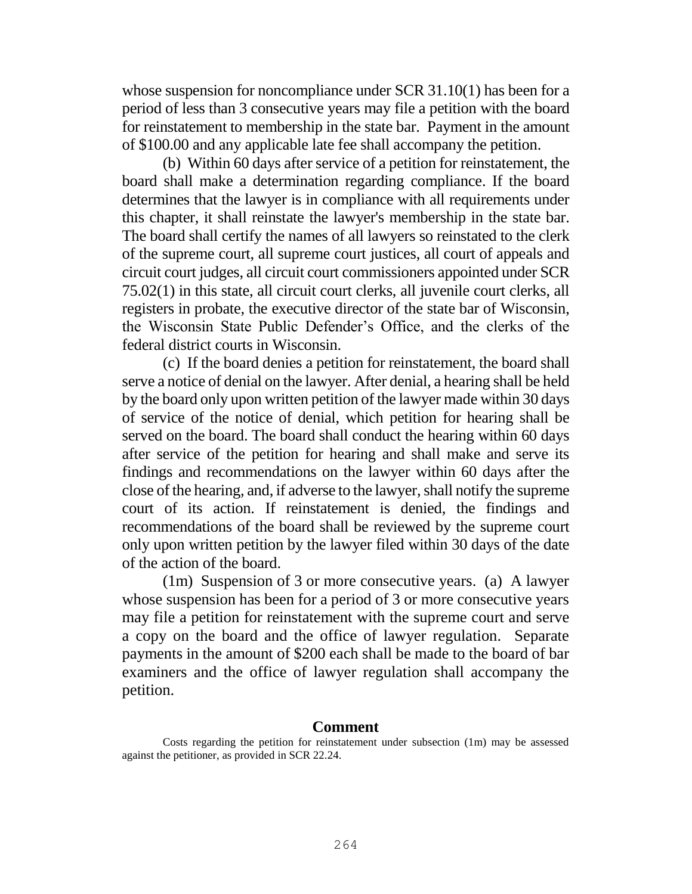whose suspension for noncompliance under SCR 31.10(1) has been for a period of less than 3 consecutive years may file a petition with the board for reinstatement to membership in the state bar. Payment in the amount of $100.00 and any applicable late fee shall accompany the petition.

(b) Within 60 days after service of a petition for reinstatement, the board shall make a determination regarding compliance. If the board determines that the lawyer is in compliance with all requirements under this chapter, it shall reinstate the lawyer's membership in the state bar. The board shall certify the names of all lawyers so reinstated to the clerk of the supreme court, all supreme court justices, all court of appeals and circuit court judges, all circuit court commissioners appointed under SCR 75.02(1) in this state, all circuit court clerks, all juvenile court clerks, all registers in probate, the executive director of the state bar of Wisconsin, the Wisconsin State Public Defender's Office, and the clerks of the federal district courts in Wisconsin.

(c) If the board denies a petition for reinstatement, the board shall serve a notice of denial on the lawyer. After denial, a hearing shall be held by the board only upon written petition of the lawyer made within 30 days of service of the notice of denial, which petition for hearing shall be served on the board. The board shall conduct the hearing within 60 days after service of the petition for hearing and shall make and serve its findings and recommendations on the lawyer within 60 days after the close of the hearing, and, if adverse to the lawyer, shall notify the supreme court of its action. If reinstatement is denied, the findings and recommendations of the board shall be reviewed by the supreme court only upon written petition by the lawyer filed within 30 days of the date of the action of the board.

(1m) Suspension of 3 or more consecutive years. (a) A lawyer whose suspension has been for a period of 3 or more consecutive years may file a petition for reinstatement with the supreme court and serve a copy on the board and the office of lawyer regulation. Separate payments in the amount of $200 each shall be made to the board of bar examiners and the office of lawyer regulation shall accompany the petition.

**Comment**

Costs regarding the petition for reinstatement under subsection (1m) may be assessed against the petitioner, as provided in SCR 22.24.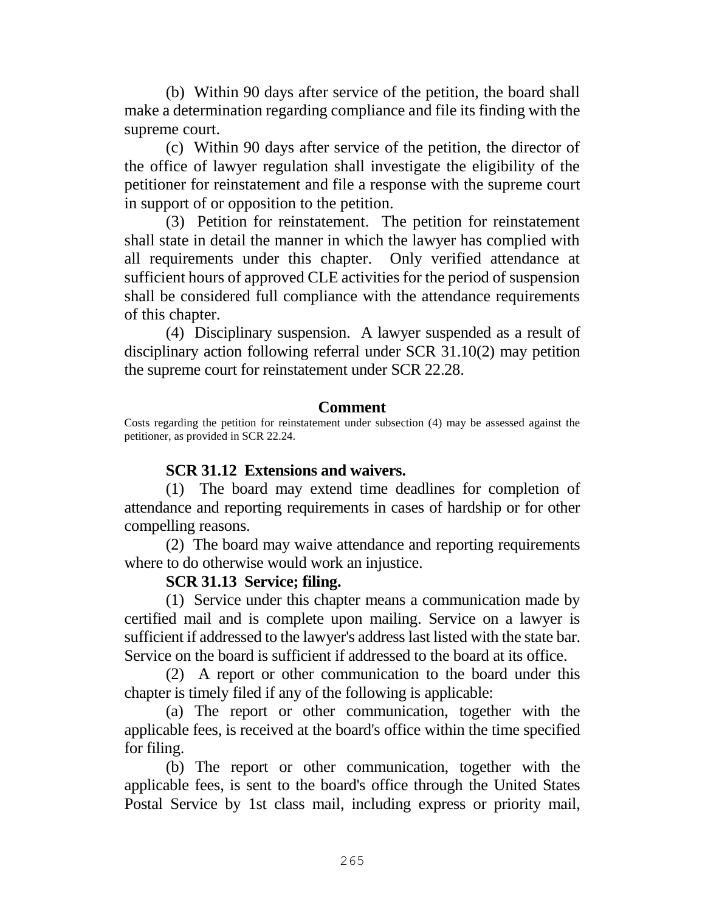(b) Within 90 days after service of the petition, the board shall make a determination regarding compliance and file its finding with the supreme court.

(c) Within 90 days after service of the petition, the director of the office of lawyer regulation shall investigate the eligibility of the petitioner for reinstatement and file a response with the supreme court in support of or opposition to the petition.

(3) Petition for reinstatement. The petition for reinstatement shall state in detail the manner in which the lawyer has complied with all requirements under this chapter. Only verified attendance at sufficient hours of approved CLE activities for the period of suspension shall be considered full compliance with the attendance requirements of this chapter.

(4) Disciplinary suspension. A lawyer suspended as a result of disciplinary action following referral under SCR 31.10(2) may petition the supreme court for reinstatement under SCR 22.28.

**Comment**

Costs regarding the petition for reinstatement under subsection (4) may be assessed against the petitioner, as provided in SCR 22.24.

**SCR 31.12 Extensions and waivers.**

(1) The board may extend time deadlines for completion of attendance and reporting requirements in cases of hardship or for other compelling reasons.

(2) The board may waive attendance and reporting requirements where to do otherwise would work an injustice.

**SCR 31.13 Service; filing.**

(1) Service under this chapter means a communication made by certified mail and is complete upon mailing. Service on a lawyer is sufficient if addressed to the lawyer's address last listed with the state bar. Service on the board is sufficient if addressed to the board at its office.

(2) A report or other communication to the board under this chapter is timely filed if any of the following is applicable:

(a) The report or other communication, together with the applicable fees, is received at the board's office within the time specified for filing.

(b) The report or other communication, together with the applicable fees, is sent to the board's office through the United States Postal Service by 1st class mail, including express or priority mail,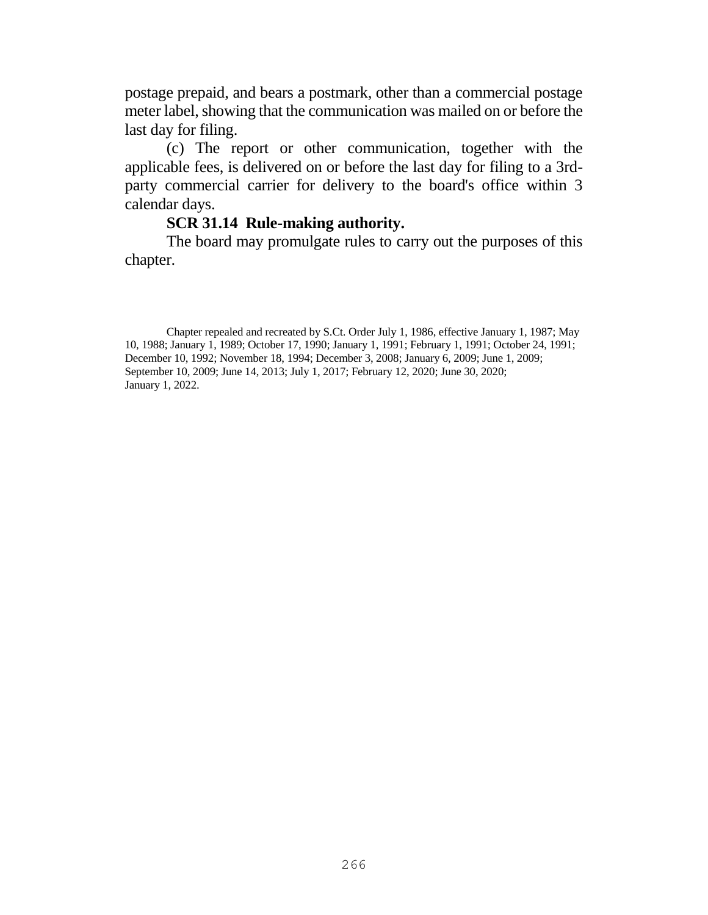postage prepaid, and bears a postmark, other than a commercial postage meter label, showing that the communication was mailed on or before the last day for filing.

(c) The report or other communication, together with the applicable fees, is delivered on or before the last day for filing to a 3rd-party commercial carrier for delivery to the board's office within 3 calendar days.

**SCR 31.14 Rule-making authority.**

The board may promulgate rules to carry out the purposes of this chapter.

Chapter repealed and recreated by S.Ct. Order July 1, 1986, effective January 1, 1987; May 10, 1988; January 1, 1989; October 17, 1990; January 1, 1991; February 1, 1991; October 24, 1991; December 10, 1992; November 18, 1994; December 3, 2008; January 6, 2009; June 1, 2009; September 10, 2009; June 14, 2013; July 1, 2017; February 12, 2020; June 30, 2020; January 1, 2022.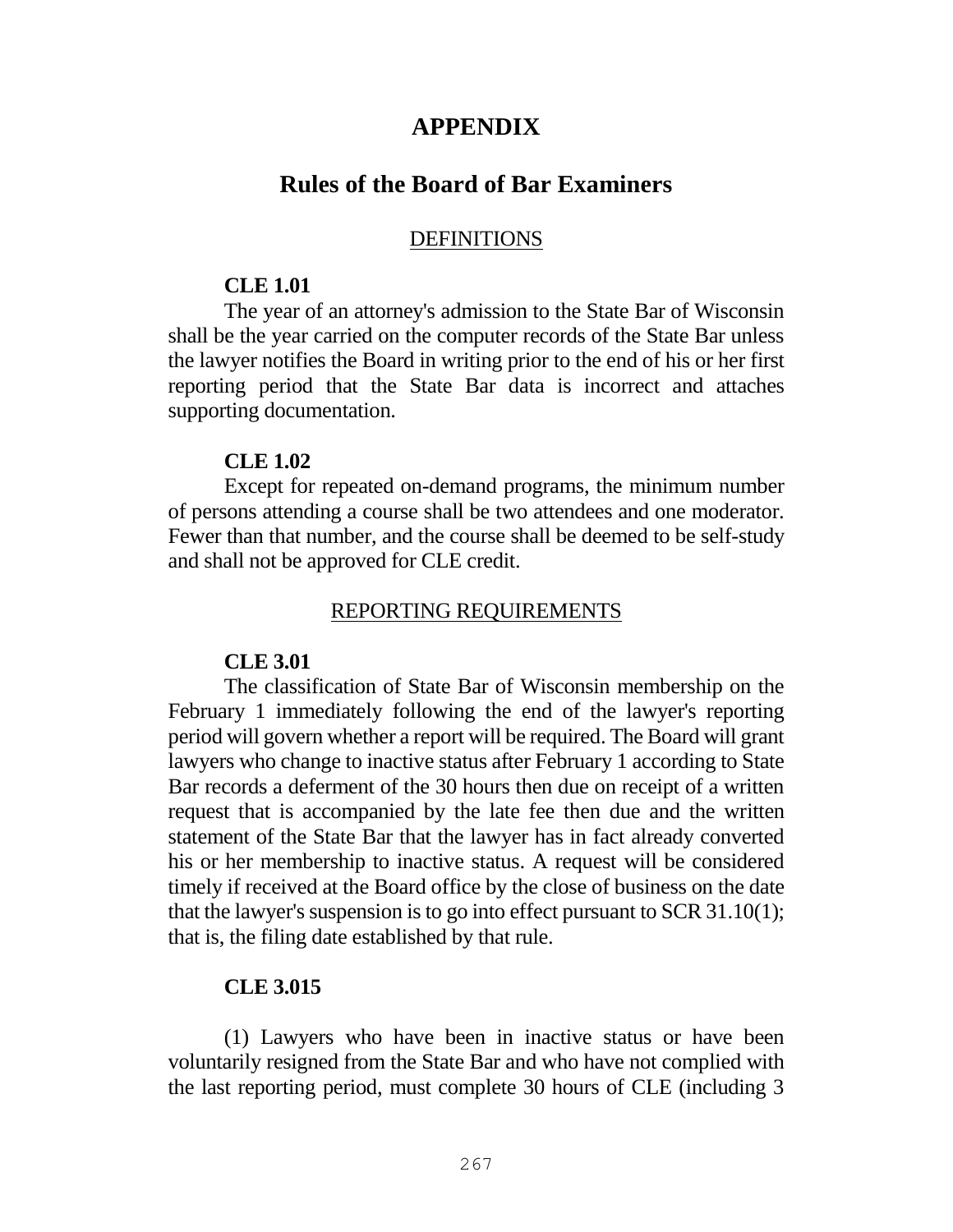# APPENDIX

## Rules of the Board of Bar Examiners

DEFINITIONS

**CLE 1.01**

The year of an attorney's admission to the State Bar of Wisconsin shall be the year carried on the computer records of the State Bar unless the lawyer notifies the Board in writing prior to the end of his or her first reporting period that the State Bar data is incorrect and attaches supporting documentation.

**CLE 1.02**

Except for repeated on-demand programs, the minimum number of persons attending a course shall be two attendees and one moderator. Fewer than that number, and the course shall be deemed to be self-study and shall not be approved for CLE credit.

REPORTING REQUIREMENTS

**CLE 3.01**

The classification of State Bar of Wisconsin membership on the February 1 immediately following the end of the lawyer's reporting period will govern whether a report will be required. The Board will grant lawyers who change to inactive status after February 1 according to State Bar records a deferment of the 30 hours then due on receipt of a written request that is accompanied by the late fee then due and the written statement of the State Bar that the lawyer has in fact already converted his or her membership to inactive status. A request will be considered timely if received at the Board office by the close of business on the date that the lawyer's suspension is to go into effect pursuant to SCR 31.10(1); that is, the filing date established by that rule.

**CLE 3.015**

(1) Lawyers who have been in inactive status or have been voluntarily resigned from the State Bar and who have not complied with the last reporting period, must complete 30 hours of CLE (including 3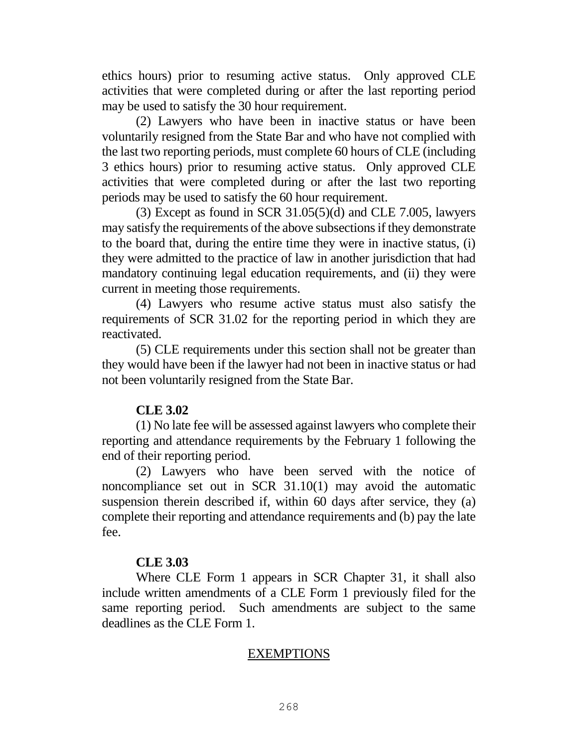ethics hours) prior to resuming active status. Only approved CLE activities that were completed during or after the last reporting period may be used to satisfy the 30 hour requirement.

(2) Lawyers who have been in inactive status or have been voluntarily resigned from the State Bar and who have not complied with the last two reporting periods, must complete 60 hours of CLE (including 3 ethics hours) prior to resuming active status. Only approved CLE activities that were completed during or after the last two reporting periods may be used to satisfy the 60 hour requirement.

(3) Except as found in SCR 31.05(5)(d) and CLE 7.005, lawyers may satisfy the requirements of the above subsections if they demonstrate to the board that, during the entire time they were in inactive status, (i) they were admitted to the practice of law in another jurisdiction that had mandatory continuing legal education requirements, and (ii) they were current in meeting those requirements.

(4) Lawyers who resume active status must also satisfy the requirements of SCR 31.02 for the reporting period in which they are reactivated.

(5) CLE requirements under this section shall not be greater than they would have been if the lawyer had not been in inactive status or had not been voluntarily resigned from the State Bar.

**CLE 3.02**

(1) No late fee will be assessed against lawyers who complete their reporting and attendance requirements by the February 1 following the end of their reporting period.

(2) Lawyers who have been served with the notice of noncompliance set out in SCR 31.10(1) may avoid the automatic suspension therein described if, within 60 days after service, they (a) complete their reporting and attendance requirements and (b) pay the late fee.

**CLE 3.03**

Where CLE Form 1 appears in SCR Chapter 31, it shall also include written amendments of a CLE Form 1 previously filed for the same reporting period. Such amendments are subject to the same deadlines as the CLE Form 1.

<u>EXEMPTIONS</u>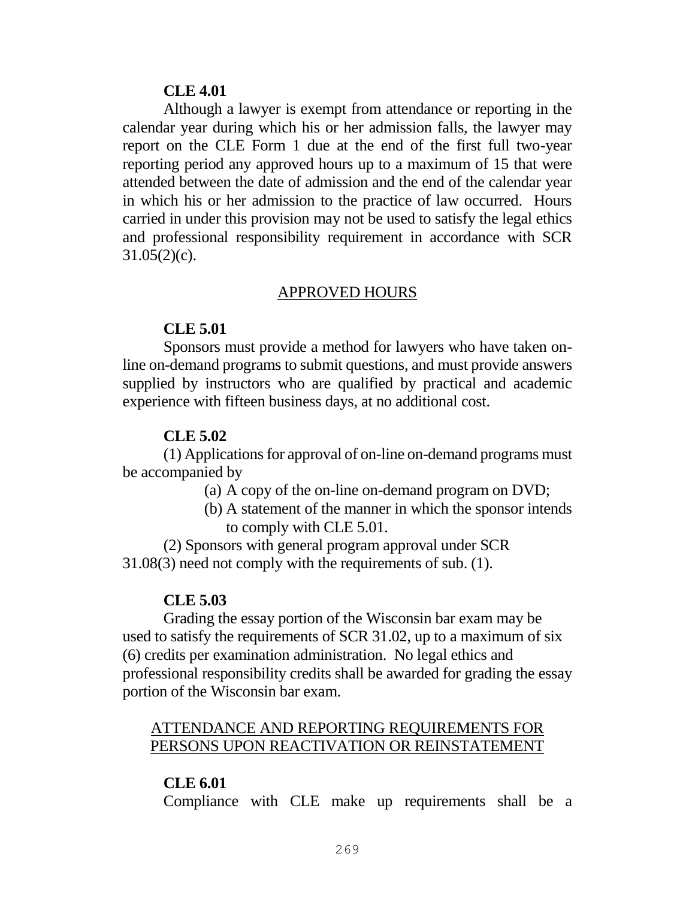**CLE 4.01**

Although a lawyer is exempt from attendance or reporting in the calendar year during which his or her admission falls, the lawyer may report on the CLE Form 1 due at the end of the first full two-year reporting period any approved hours up to a maximum of 15 that were attended between the date of admission and the end of the calendar year in which his or her admission to the practice of law occurred. Hours carried in under this provision may not be used to satisfy the legal ethics and professional responsibility requirement in accordance with SCR 31.05(2)(c).

## APPROVED HOURS

**CLE 5.01**

Sponsors must provide a method for lawyers who have taken on-line on-demand programs to submit questions, and must provide answers supplied by instructors who are qualified by practical and academic experience with fifteen business days, at no additional cost.

**CLE 5.02**

(1) Applications for approval of on-line on-demand programs must be accompanied by

- (a) A copy of the on-line on-demand program on DVD;
- (b) A statement of the manner in which the sponsor intends to comply with CLE 5.01.

(2) Sponsors with general program approval under SCR 31.08(3) need not comply with the requirements of sub. (1).

**CLE 5.03**

Grading the essay portion of the Wisconsin bar exam may be used to satisfy the requirements of SCR 31.02, up to a maximum of six (6) credits per examination administration. No legal ethics and professional responsibility credits shall be awarded for grading the essay portion of the Wisconsin bar exam.

## ATTENDANCE AND REPORTING REQUIREMENTS FOR PERSONS UPON REACTIVATION OR REINSTATEMENT

**CLE 6.01**

Compliance with CLE make up requirements shall be a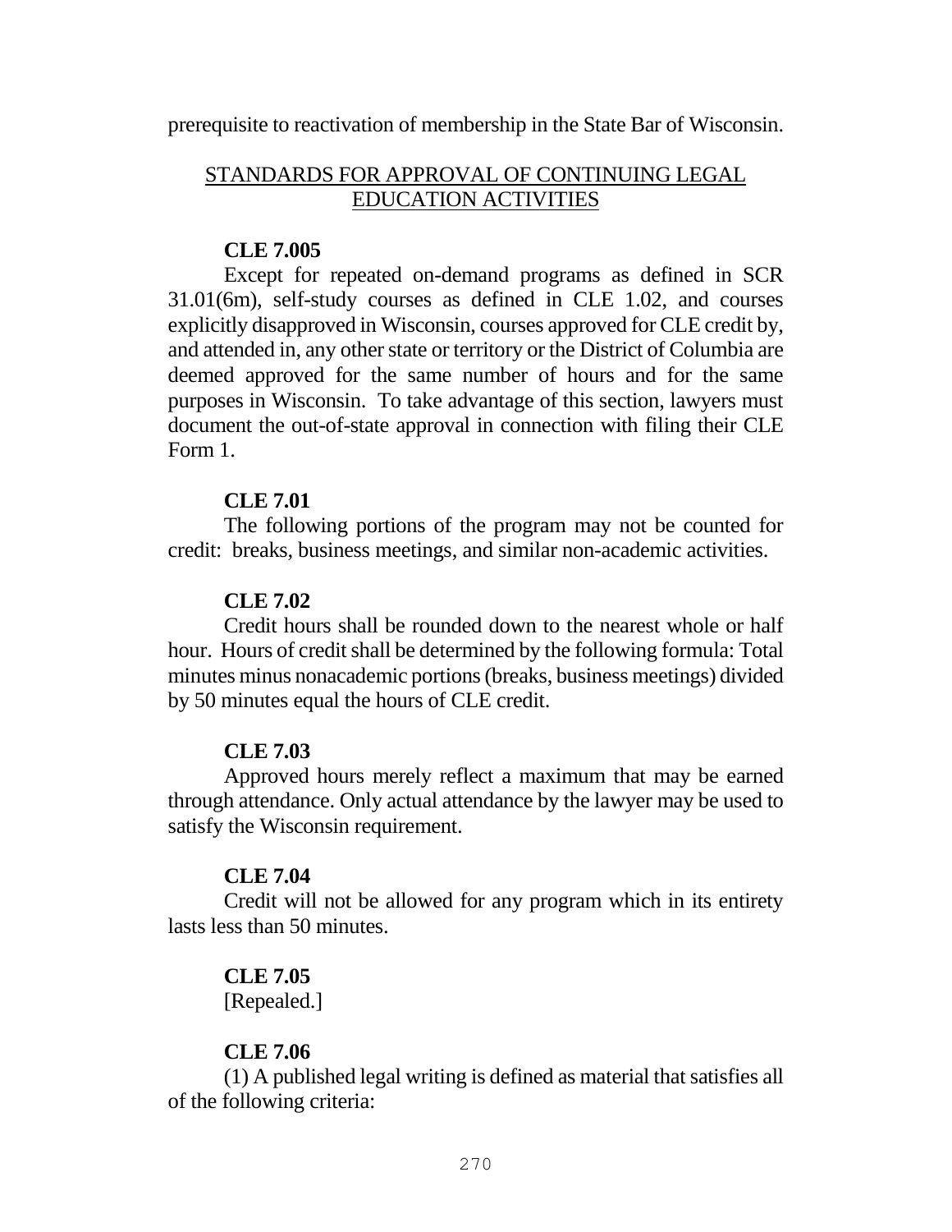prerequisite to reactivation of membership in the State Bar of Wisconsin.

## STANDARDS FOR APPROVAL OF CONTINUING LEGAL EDUCATION ACTIVITIES

**CLE 7.005**

Except for repeated on-demand programs as defined in SCR 31.01(6m), self-study courses as defined in CLE 1.02, and courses explicitly disapproved in Wisconsin, courses approved for CLE credit by, and attended in, any other state or territory or the District of Columbia are deemed approved for the same number of hours and for the same purposes in Wisconsin. To take advantage of this section, lawyers must document the out-of-state approval in connection with filing their CLE Form 1.

**CLE 7.01**

The following portions of the program may not be counted for credit: breaks, business meetings, and similar non-academic activities.

**CLE 7.02**

Credit hours shall be rounded down to the nearest whole or half hour. Hours of credit shall be determined by the following formula: Total minutes minus nonacademic portions (breaks, business meetings) divided by 50 minutes equal the hours of CLE credit.

**CLE 7.03**

Approved hours merely reflect a maximum that may be earned through attendance. Only actual attendance by the lawyer may be used to satisfy the Wisconsin requirement.

**CLE 7.04**

Credit will not be allowed for any program which in its entirety lasts less than 50 minutes.

**CLE 7.05**
[Repealed.]

**CLE 7.06**

(1) A published legal writing is defined as material that satisfies all of the following criteria: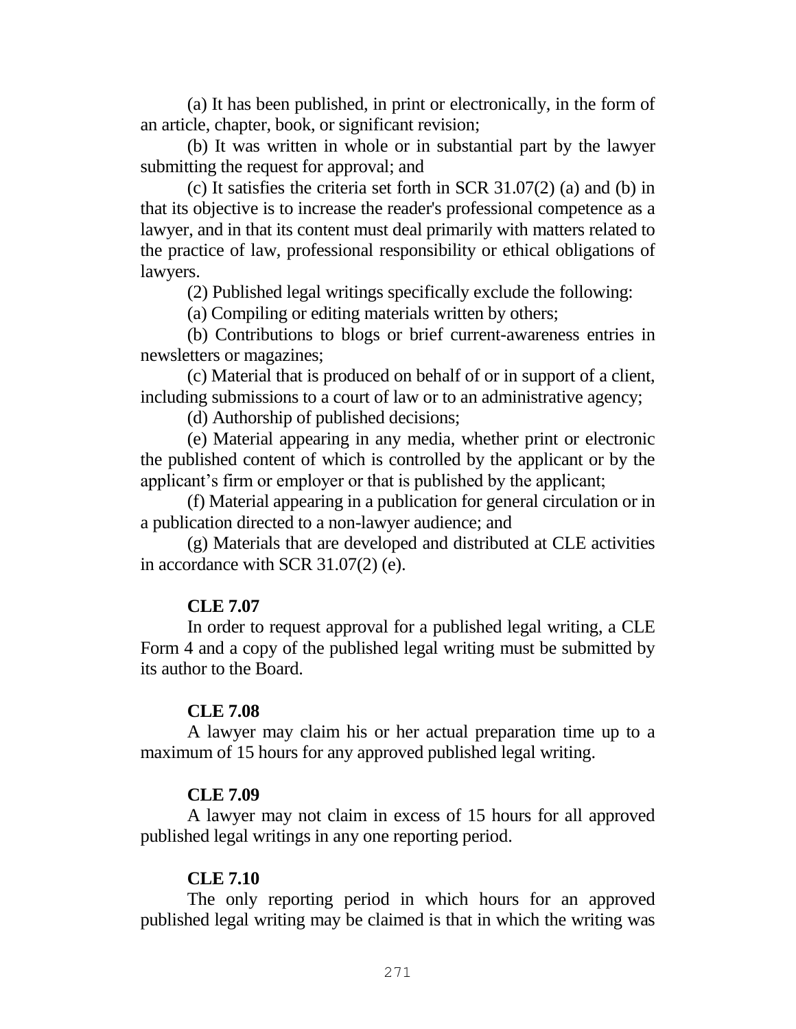(a) It has been published, in print or electronically, in the form of an article, chapter, book, or significant revision;

(b) It was written in whole or in substantial part by the lawyer submitting the request for approval; and

(c) It satisfies the criteria set forth in SCR 31.07(2) (a) and (b) in that its objective is to increase the reader's professional competence as a lawyer, and in that its content must deal primarily with matters related to the practice of law, professional responsibility or ethical obligations of lawyers.

(2) Published legal writings specifically exclude the following:

(a) Compiling or editing materials written by others;

(b) Contributions to blogs or brief current-awareness entries in newsletters or magazines;

(c) Material that is produced on behalf of or in support of a client, including submissions to a court of law or to an administrative agency;

(d) Authorship of published decisions;

(e) Material appearing in any media, whether print or electronic the published content of which is controlled by the applicant or by the applicant's firm or employer or that is published by the applicant;

(f) Material appearing in a publication for general circulation or in a publication directed to a non-lawyer audience; and

(g) Materials that are developed and distributed at CLE activities in accordance with SCR 31.07(2) (e).

**CLE 7.07**

In order to request approval for a published legal writing, a CLE Form 4 and a copy of the published legal writing must be submitted by its author to the Board.

**CLE 7.08**

A lawyer may claim his or her actual preparation time up to a maximum of 15 hours for any approved published legal writing.

**CLE 7.09**

A lawyer may not claim in excess of 15 hours for all approved published legal writings in any one reporting period.

**CLE 7.10**

The only reporting period in which hours for an approved published legal writing may be claimed is that in which the writing was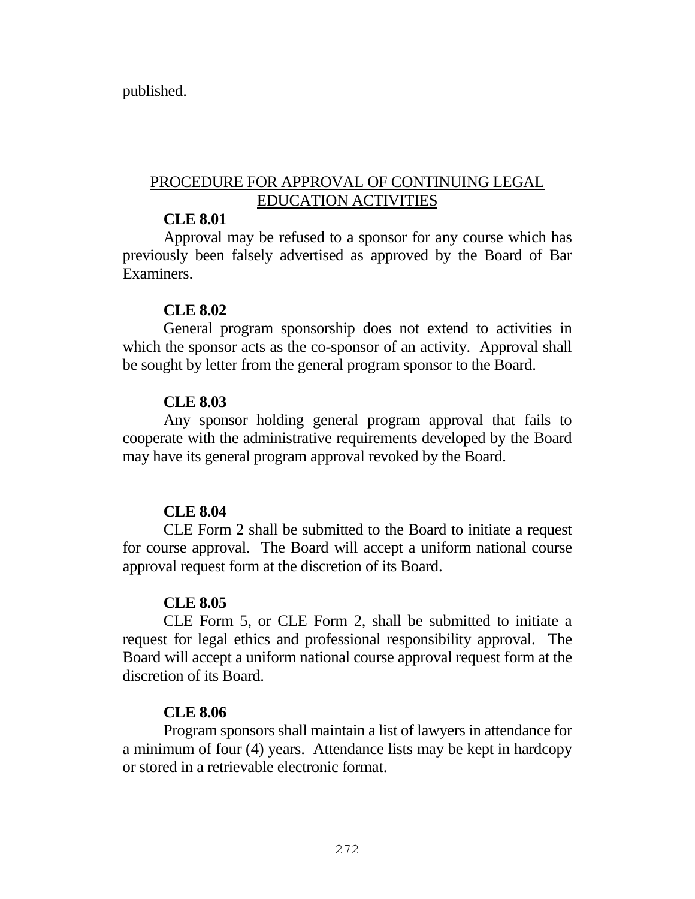published.

## PROCEDURE FOR APPROVAL OF CONTINUING LEGAL EDUCATION ACTIVITIES

**CLE 8.01**

Approval may be refused to a sponsor for any course which has previously been falsely advertised as approved by the Board of Bar Examiners.

**CLE 8.02**

General program sponsorship does not extend to activities in which the sponsor acts as the co-sponsor of an activity. Approval shall be sought by letter from the general program sponsor to the Board.

**CLE 8.03**

Any sponsor holding general program approval that fails to cooperate with the administrative requirements developed by the Board may have its general program approval revoked by the Board.

**CLE 8.04**

CLE Form 2 shall be submitted to the Board to initiate a request for course approval. The Board will accept a uniform national course approval request form at the discretion of its Board.

**CLE 8.05**

CLE Form 5, or CLE Form 2, shall be submitted to initiate a request for legal ethics and professional responsibility approval. The Board will accept a uniform national course approval request form at the discretion of its Board.

**CLE 8.06**

Program sponsors shall maintain a list of lawyers in attendance for a minimum of four (4) years. Attendance lists may be kept in hardcopy or stored in a retrievable electronic format.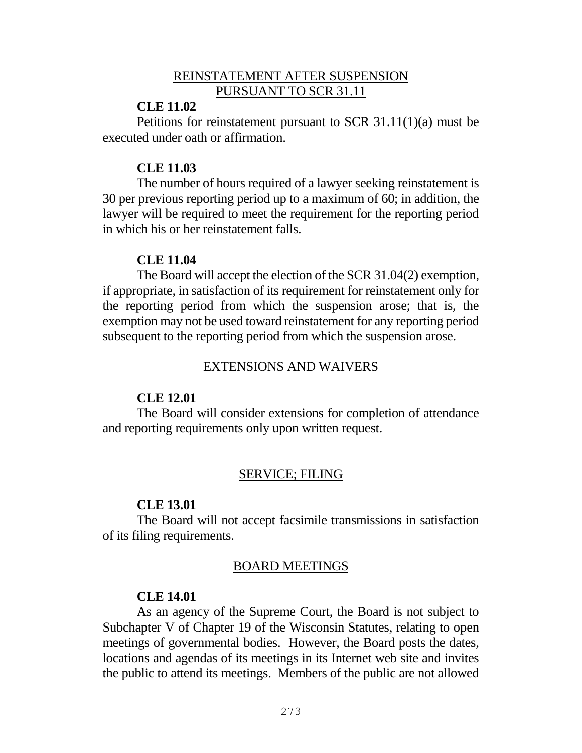## REINSTATEMENT AFTER SUSPENSION PURSUANT TO SCR 31.11

**CLE 11.02**

Petitions for reinstatement pursuant to SCR 31.11(1)(a) must be executed under oath or affirmation.

**CLE 11.03**

The number of hours required of a lawyer seeking reinstatement is 30 per previous reporting period up to a maximum of 60; in addition, the lawyer will be required to meet the requirement for the reporting period in which his or her reinstatement falls.

**CLE 11.04**

The Board will accept the election of the SCR 31.04(2) exemption, if appropriate, in satisfaction of its requirement for reinstatement only for the reporting period from which the suspension arose; that is, the exemption may not be used toward reinstatement for any reporting period subsequent to the reporting period from which the suspension arose.

## EXTENSIONS AND WAIVERS

**CLE 12.01**

The Board will consider extensions for completion of attendance and reporting requirements only upon written request.

## SERVICE; FILING

**CLE 13.01**

The Board will not accept facsimile transmissions in satisfaction of its filing requirements.

## BOARD MEETINGS

**CLE 14.01**

As an agency of the Supreme Court, the Board is not subject to Subchapter V of Chapter 19 of the Wisconsin Statutes, relating to open meetings of governmental bodies. However, the Board posts the dates, locations and agendas of its meetings in its Internet web site and invites the public to attend its meetings. Members of the public are not allowed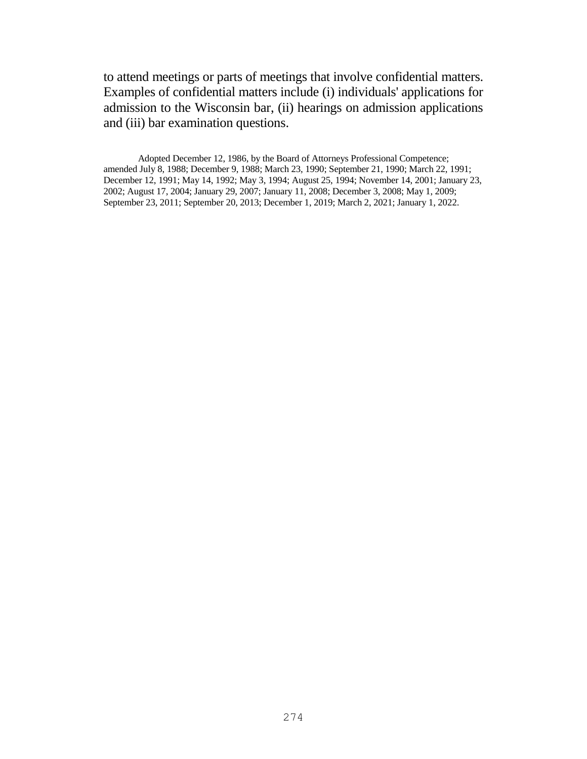to attend meetings or parts of meetings that involve confidential matters. Examples of confidential matters include (i) individuals' applications for admission to the Wisconsin bar, (ii) hearings on admission applications and (iii) bar examination questions.

Adopted December 12, 1986, by the Board of Attorneys Professional Competence; amended July 8, 1988; December 9, 1988; March 23, 1990; September 21, 1990; March 22, 1991; December 12, 1991; May 14, 1992; May 3, 1994; August 25, 1994; November 14, 2001; January 23, 2002; August 17, 2004; January 29, 2007; January 11, 2008; December 3, 2008; May 1, 2009; September 23, 2011; September 20, 2013; December 1, 2019; March 2, 2021; January 1, 2022.